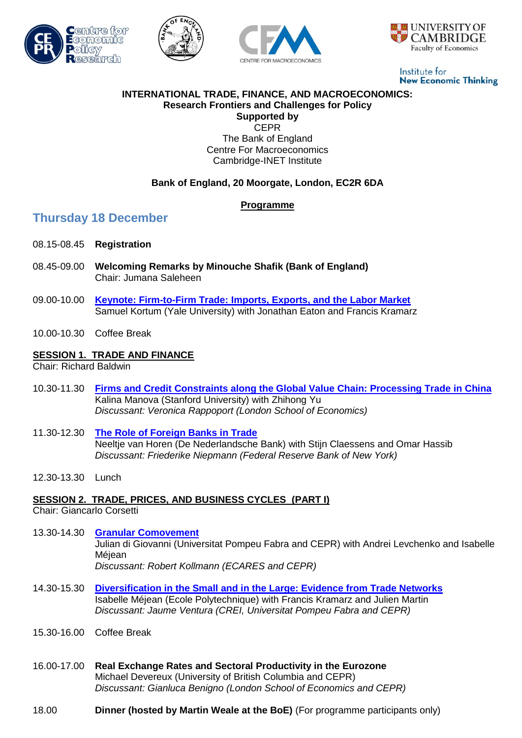**INTERNATIONAL TRADE, FINANCE, AND MACROECONOMICS:**
**Research Frontiers and Challenges for Policy**
**Supported by**
CEPR
The Bank of England
Centre For Macroeconomics
Cambridge-INET Institute

**Bank of England, 20 Moorgate, London, EC2R 6DA**

**Programme**

## Thursday 18 December

08.15-08.45 **Registration**

08.45-09.00 **Welcoming Remarks by Minouche Shafik (Bank of England)**
Chair: Jumana Saleheen

09.00-10.00 **Keynote: Firm-to-Firm Trade: Imports, Exports, and the Labor Market**
Samuel Kortum (Yale University) with Jonathan Eaton and Francis Kramarz

10.00-10.30 Coffee Break

**SESSION 1. TRADE AND FINANCE**
Chair: Richard Baldwin

10.30-11.30 **Firms and Credit Constraints along the Global Value Chain: Processing Trade in China**
Kalina Manova (Stanford University) with Zhihong Yu
*Discussant: Veronica Rappoport (London School of Economics)*

11.30-12.30 **The Role of Foreign Banks in Trade**
Neeltje van Horen (De Nederlandsche Bank) with Stijn Claessens and Omar Hassib
*Discussant: Friederike Niepmann (Federal Reserve Bank of New York)*

12.30-13.30 Lunch

**SESSION 2. TRADE, PRICES, AND BUSINESS CYCLES (PART I)**
Chair: Giancarlo Corsetti

13.30-14.30 **Granular Comovement**
Julian di Giovanni (Universitat Pompeu Fabra and CEPR) with Andrei Levchenko and Isabelle Méjean
*Discussant: Robert Kollmann (ECARES and CEPR)*

14.30-15.30 **Diversification in the Small and in the Large: Evidence from Trade Networks**
Isabelle Méjean (Ecole Polytechnique) with Francis Kramarz and Julien Martin
*Discussant: Jaume Ventura (CREI, Universitat Pompeu Fabra and CEPR)*

15.30-16.00 Coffee Break

16.00-17.00 **Real Exchange Rates and Sectoral Productivity in the Eurozone**
Michael Devereux (University of British Columbia and CEPR)
*Discussant: Gianluca Benigno (London School of Economics and CEPR)*

18.00 **Dinner (hosted by Martin Weale at the BoE)** (For programme participants only)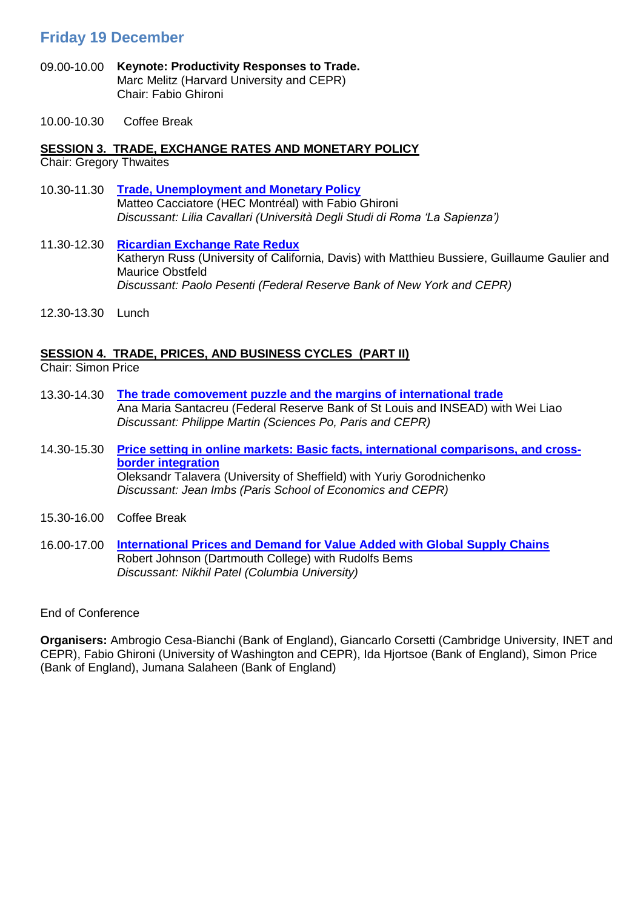## Friday 19 December

09.00-10.00 **Keynote: Productivity Responses to Trade.**
Marc Melitz (Harvard University and CEPR)
Chair: Fabio Ghironi

10.00-10.30 Coffee Break

### SESSION 3. TRADE, EXCHANGE RATES AND MONETARY POLICY

Chair: Gregory Thwaites

10.30-11.30 **Trade, Unemployment and Monetary Policy**
Matteo Cacciatore (HEC Montréal) with Fabio Ghironi
*Discussant: Lilia Cavallari (Università Degli Studi di Roma 'La Sapienza')*

11.30-12.30 **Ricardian Exchange Rate Redux**
Katheryn Russ (University of California, Davis) with Matthieu Bussiere, Guillaume Gaulier and Maurice Obstfeld
*Discussant: Paolo Pesenti (Federal Reserve Bank of New York and CEPR)*

12.30-13.30 Lunch

### SESSION 4. TRADE, PRICES, AND BUSINESS CYCLES (PART II)

Chair: Simon Price

13.30-14.30 **The trade comovement puzzle and the margins of international trade**
Ana Maria Santacreu (Federal Reserve Bank of St Louis and INSEAD) with Wei Liao
*Discussant: Philippe Martin (Sciences Po, Paris and CEPR)*

14.30-15.30 **Price setting in online markets: Basic facts, international comparisons, and cross-border integration**
Oleksandr Talavera (University of Sheffield) with Yuriy Gorodnichenko
*Discussant: Jean Imbs (Paris School of Economics and CEPR)*

15.30-16.00 Coffee Break

16.00-17.00 **International Prices and Demand for Value Added with Global Supply Chains**
Robert Johnson (Dartmouth College) with Rudolfs Bems
*Discussant: Nikhil Patel (Columbia University)*

End of Conference

**Organisers:** Ambrogio Cesa-Bianchi (Bank of England), Giancarlo Corsetti (Cambridge University, INET and CEPR), Fabio Ghironi (University of Washington and CEPR), Ida Hjortsoe (Bank of England), Simon Price (Bank of England), Jumana Salaheen (Bank of England)